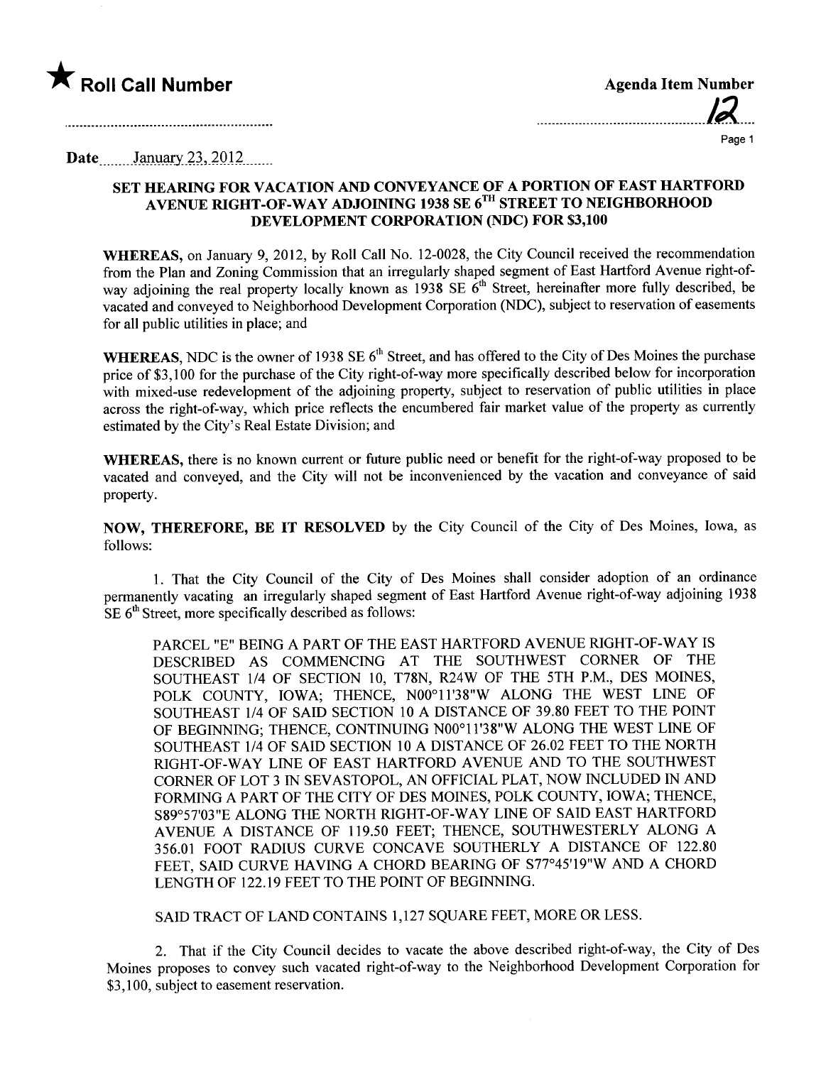★ **Roll Call Number**

**Agenda Item Number**

12

Date January 23, 2012

## SET HEARING FOR VACATION AND CONVEYANCE OF A PORTION OF EAST HARTFORD AVENUE RIGHT-OF-WAY ADJOINING 1938 SE 6TH STREET TO NEIGHBORHOOD DEVELOPMENT CORPORATION (NDC) FOR $3,100

**WHEREAS,** on January 9, 2012, by Roll Call No. 12-0028, the City Council received the recommendation from the Plan and Zoning Commission that an irregularly shaped segment of East Hartford Avenue right-of-way adjoining the real property locally known as 1938 SE 6th Street, hereinafter more fully described, be vacated and conveyed to Neighborhood Development Corporation (NDC), subject to reservation of easements for all public utilities in place; and

**WHEREAS,** NDC is the owner of 1938 SE 6th Street, and has offered to the City of Des Moines the purchase price of $3,100 for the purchase of the City right-of-way more specifically described below for incorporation with mixed-use redevelopment of the adjoining property, subject to reservation of public utilities in place across the right-of-way, which price reflects the encumbered fair market value of the property as currently estimated by the City's Real Estate Division; and

**WHEREAS,** there is no known current or future public need or benefit for the right-of-way proposed to be vacated and conveyed, and the City will not be inconvenienced by the vacation and conveyance of said property.

**NOW, THEREFORE, BE IT RESOLVED** by the City Council of the City of Des Moines, Iowa, as follows:

1. That the City Council of the City of Des Moines shall consider adoption of an ordinance permanently vacating an irregularly shaped segment of East Hartford Avenue right-of-way adjoining 1938 SE 6th Street, more specifically described as follows:

PARCEL "E" BEING A PART OF THE EAST HARTFORD AVENUE RIGHT-OF-WAY IS DESCRIBED AS COMMENCING AT THE SOUTHWEST CORNER OF THE SOUTHEAST 1/4 OF SECTION 10, T78N, R24W OF THE 5TH P.M., DES MOINES, POLK COUNTY, IOWA; THENCE, N00°11'38"W ALONG THE WEST LINE OF SOUTHEAST 1/4 OF SAID SECTION 10 A DISTANCE OF 39.80 FEET TO THE POINT OF BEGINNING; THENCE, CONTINUING N00°11'38"W ALONG THE WEST LINE OF SOUTHEAST 1/4 OF SAID SECTION 10 A DISTANCE OF 26.02 FEET TO THE NORTH RIGHT-OF-WAY LINE OF EAST HARTFORD AVENUE AND TO THE SOUTHWEST CORNER OF LOT 3 IN SEVASTOPOL, AN OFFICIAL PLAT, NOW INCLUDED IN AND FORMING A PART OF THE CITY OF DES MOINES, POLK COUNTY, IOWA; THENCE, S89°57'03"E ALONG THE NORTH RIGHT-OF-WAY LINE OF SAID EAST HARTFORD AVENUE A DISTANCE OF 119.50 FEET; THENCE, SOUTHWESTERLY ALONG A 356.01 FOOT RADIUS CURVE CONCAVE SOUTHERLY A DISTANCE OF 122.80 FEET, SAID CURVE HAVING A CHORD BEARING OF S77°45'19"W AND A CHORD LENGTH OF 122.19 FEET TO THE POINT OF BEGINNING.

SAID TRACT OF LAND CONTAINS 1,127 SQUARE FEET, MORE OR LESS.

2. That if the City Council decides to vacate the above described right-of-way, the City of Des Moines proposes to convey such vacated right-of-way to the Neighborhood Development Corporation for $3,100, subject to easement reservation.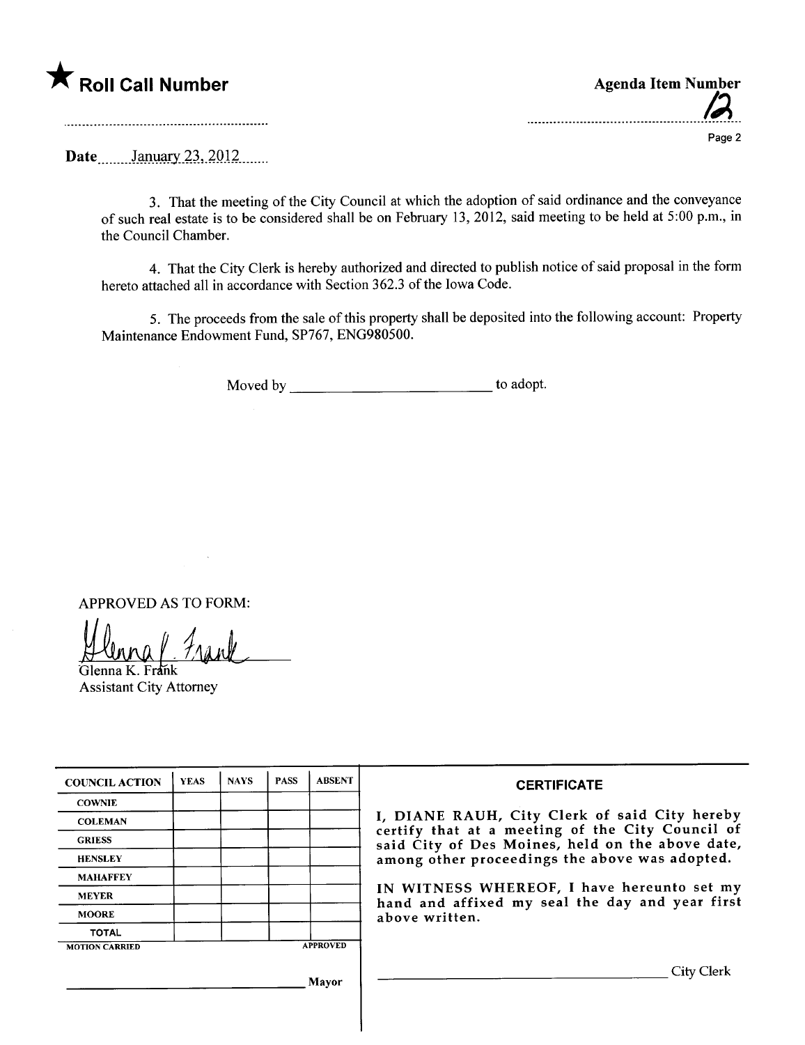★ **Roll Call Number**

**Agenda Item Number**

12

**Date** January 23, 2012

3. That the meeting of the City Council at which the adoption of said ordinance and the conveyance of such real estate is to be considered shall be on February 13, 2012, said meeting to be held at 5:00 p.m., in the Council Chamber.

4. That the City Clerk is hereby authorized and directed to publish notice of said proposal in the form hereto attached all in accordance with Section 362.3 of the Iowa Code.

5. The proceeds from the sale of this property shall be deposited into the following account: Property Maintenance Endowment Fund, SP767, ENG980500.

Moved by \_\_\_\_\_\_\_\_\_\_\_\_\_\_\_\_\_\_\_\_\_\_\_\_\_\_\_\_ to adopt.

APPROVED AS TO FORM:

Glenna K. Frank
Assistant City Attorney

| COUNCIL ACTION | YEAS | NAYS | PASS | ABSENT |
|---|---|---|---|---|
| COWNIE | | | | |
| COLEMAN | | | | |
| GRIESS | | | | |
| HENSLEY | | | | |
| MAHAFFEY | | | | |
| MEYER | | | | |
| MOORE | | | | |
| TOTAL | | | | |
| MOTION CARRIED | | | | APPROVED |

\_\_\_\_\_\_\_\_\_\_\_\_\_\_\_\_\_\_\_\_\_\_\_\_\_\_\_\_ Mayor

**CERTIFICATE**

I, DIANE RAUH, City Clerk of said City hereby certify that at a meeting of the City Council of said City of Des Moines, held on the above date, among other proceedings the above was adopted.

IN WITNESS WHEREOF, I have hereunto set my hand and affixed my seal the day and year first above written.

\_\_\_\_\_\_\_\_\_\_\_\_\_\_\_\_\_\_\_\_\_\_\_\_\_\_\_\_ City Clerk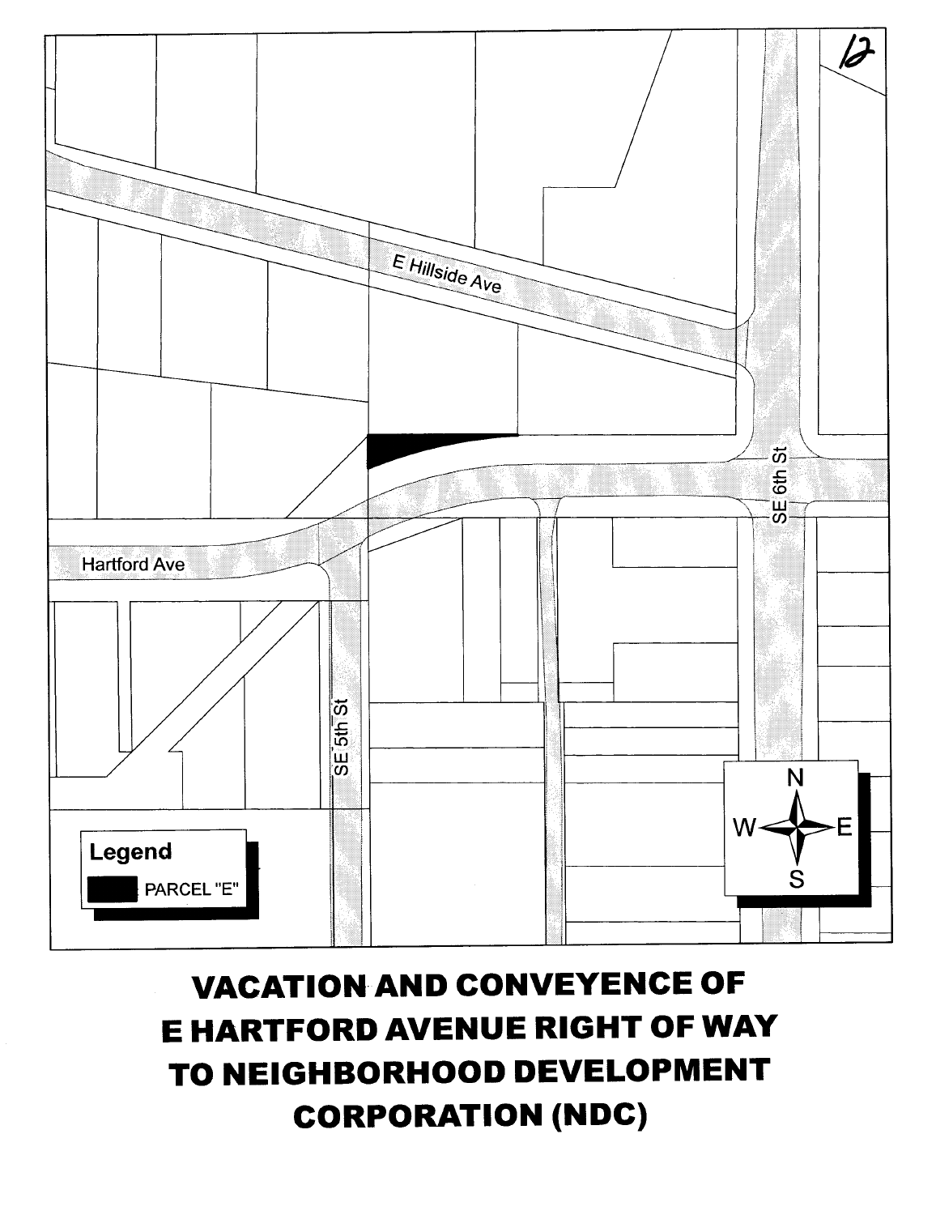12

E Hillside Ave

SE 6th St

Hartford Ave

SE 5th St

Legend

PARCEL "E"

N

W

E

S

**VACATION AND CONVEYENCE OF E HARTFORD AVENUE RIGHT OF WAY TO NEIGHBORHOOD DEVELOPMENT CORPORATION (NDC)**